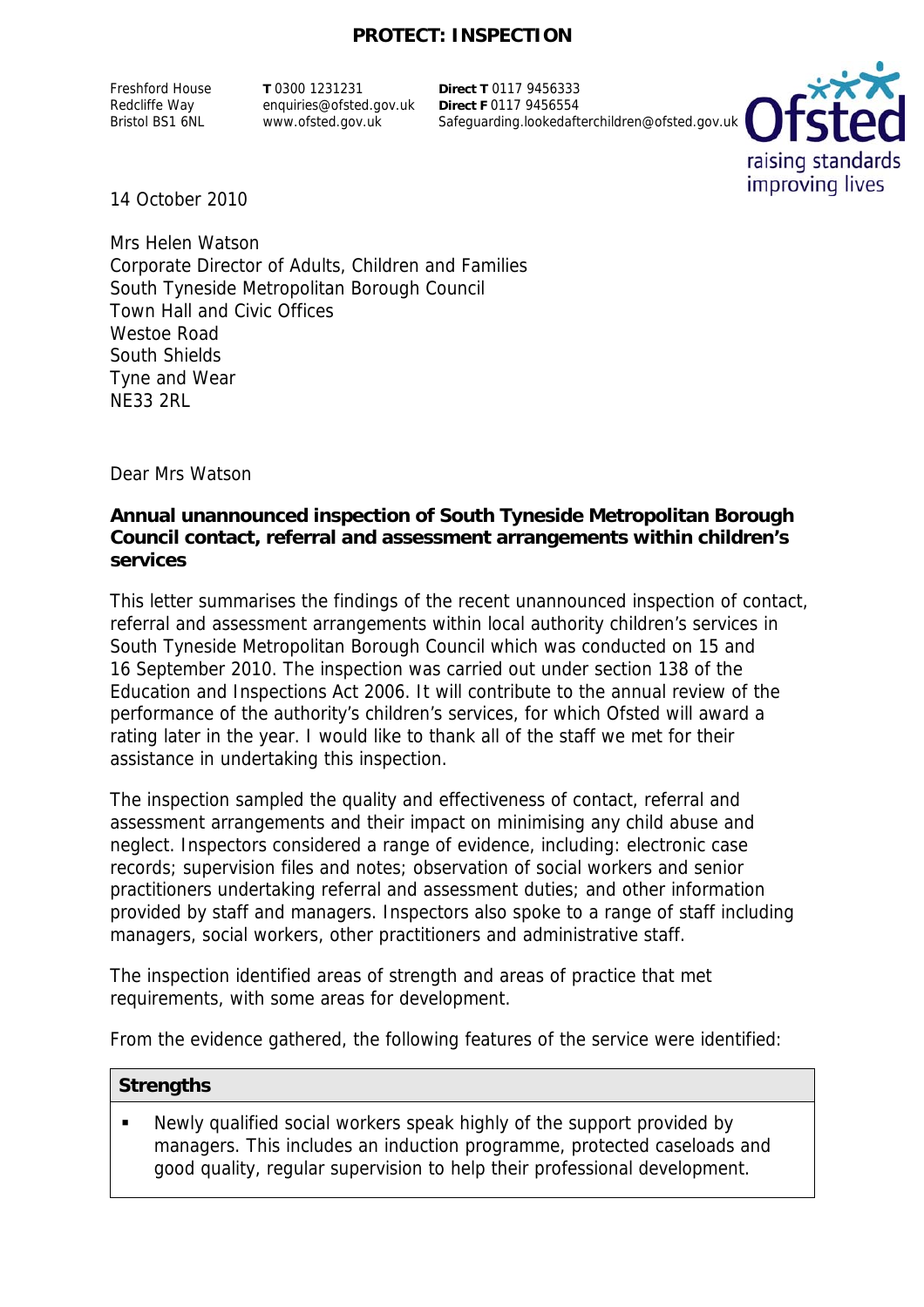**PROTECT: INSPECTION**

Freshford House
Redcliffe Way
Bristol BS1 6NL

**T** 0300 1231231
enquiries@ofsted.gov.uk
www.ofsted.gov.uk

**Direct T** 0117 9456333
**Direct F** 0117 9456554
Safeguarding.lookedafterchildren@ofsted.gov.uk

14 October 2010

Mrs Helen Watson
Corporate Director of Adults, Children and Families
South Tyneside Metropolitan Borough Council
Town Hall and Civic Offices
Westoe Road
South Shields
Tyne and Wear
NE33 2RL

Dear Mrs Watson

**Annual unannounced inspection of South Tyneside Metropolitan Borough Council contact, referral and assessment arrangements within children's services**

This letter summarises the findings of the recent unannounced inspection of contact, referral and assessment arrangements within local authority children's services in South Tyneside Metropolitan Borough Council which was conducted on 15 and 16 September 2010. The inspection was carried out under section 138 of the Education and Inspections Act 2006. It will contribute to the annual review of the performance of the authority's children's services, for which Ofsted will award a rating later in the year. I would like to thank all of the staff we met for their assistance in undertaking this inspection.

The inspection sampled the quality and effectiveness of contact, referral and assessment arrangements and their impact on minimising any child abuse and neglect. Inspectors considered a range of evidence, including: electronic case records; supervision files and notes; observation of social workers and senior practitioners undertaking referral and assessment duties; and other information provided by staff and managers. Inspectors also spoke to a range of staff including managers, social workers, other practitioners and administrative staff.

The inspection identified areas of strength and areas of practice that met requirements, with some areas for development.

From the evidence gathered, the following features of the service were identified:

| Strengths |
| --- |
| ▪ Newly qualified social workers speak highly of the support provided by managers. This includes an induction programme, protected caseloads and good quality, regular supervision to help their professional development. |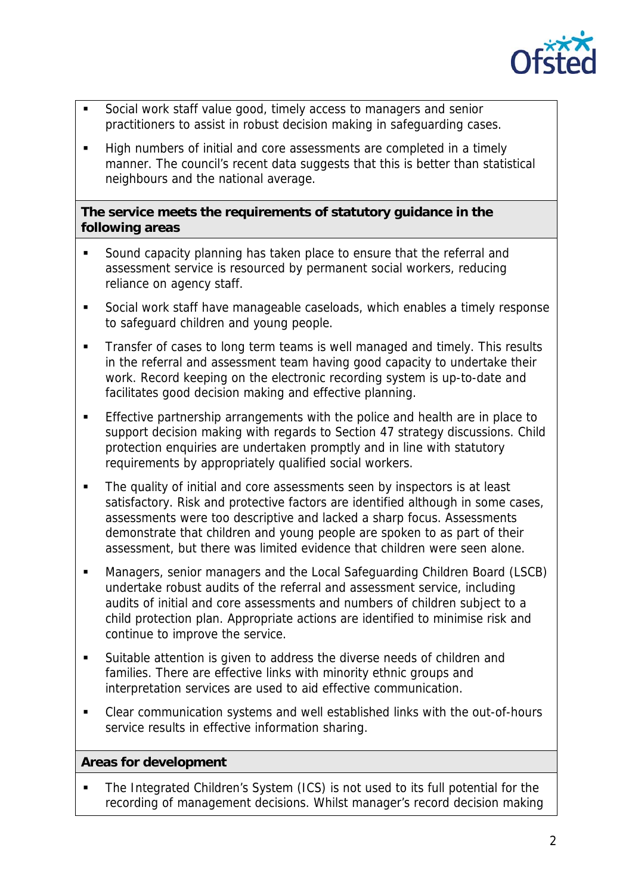- Social work staff value good, timely access to managers and senior practitioners to assist in robust decision making in safeguarding cases.
- High numbers of initial and core assessments are completed in a timely manner. The council's recent data suggests that this is better than statistical neighbours and the national average.

**The service meets the requirements of statutory guidance in the following areas**

- Sound capacity planning has taken place to ensure that the referral and assessment service is resourced by permanent social workers, reducing reliance on agency staff.
- Social work staff have manageable caseloads, which enables a timely response to safeguard children and young people.
- Transfer of cases to long term teams is well managed and timely. This results in the referral and assessment team having good capacity to undertake their work. Record keeping on the electronic recording system is up-to-date and facilitates good decision making and effective planning.
- Effective partnership arrangements with the police and health are in place to support decision making with regards to Section 47 strategy discussions. Child protection enquiries are undertaken promptly and in line with statutory requirements by appropriately qualified social workers.
- The quality of initial and core assessments seen by inspectors is at least satisfactory. Risk and protective factors are identified although in some cases, assessments were too descriptive and lacked a sharp focus. Assessments demonstrate that children and young people are spoken to as part of their assessment, but there was limited evidence that children were seen alone.
- Managers, senior managers and the Local Safeguarding Children Board (LSCB) undertake robust audits of the referral and assessment service, including audits of initial and core assessments and numbers of children subject to a child protection plan. Appropriate actions are identified to minimise risk and continue to improve the service.
- Suitable attention is given to address the diverse needs of children and families. There are effective links with minority ethnic groups and interpretation services are used to aid effective communication.
- Clear communication systems and well established links with the out-of-hours service results in effective information sharing.

**Areas for development**

- The Integrated Children's System (ICS) is not used to its full potential for the recording of management decisions. Whilst manager's record decision making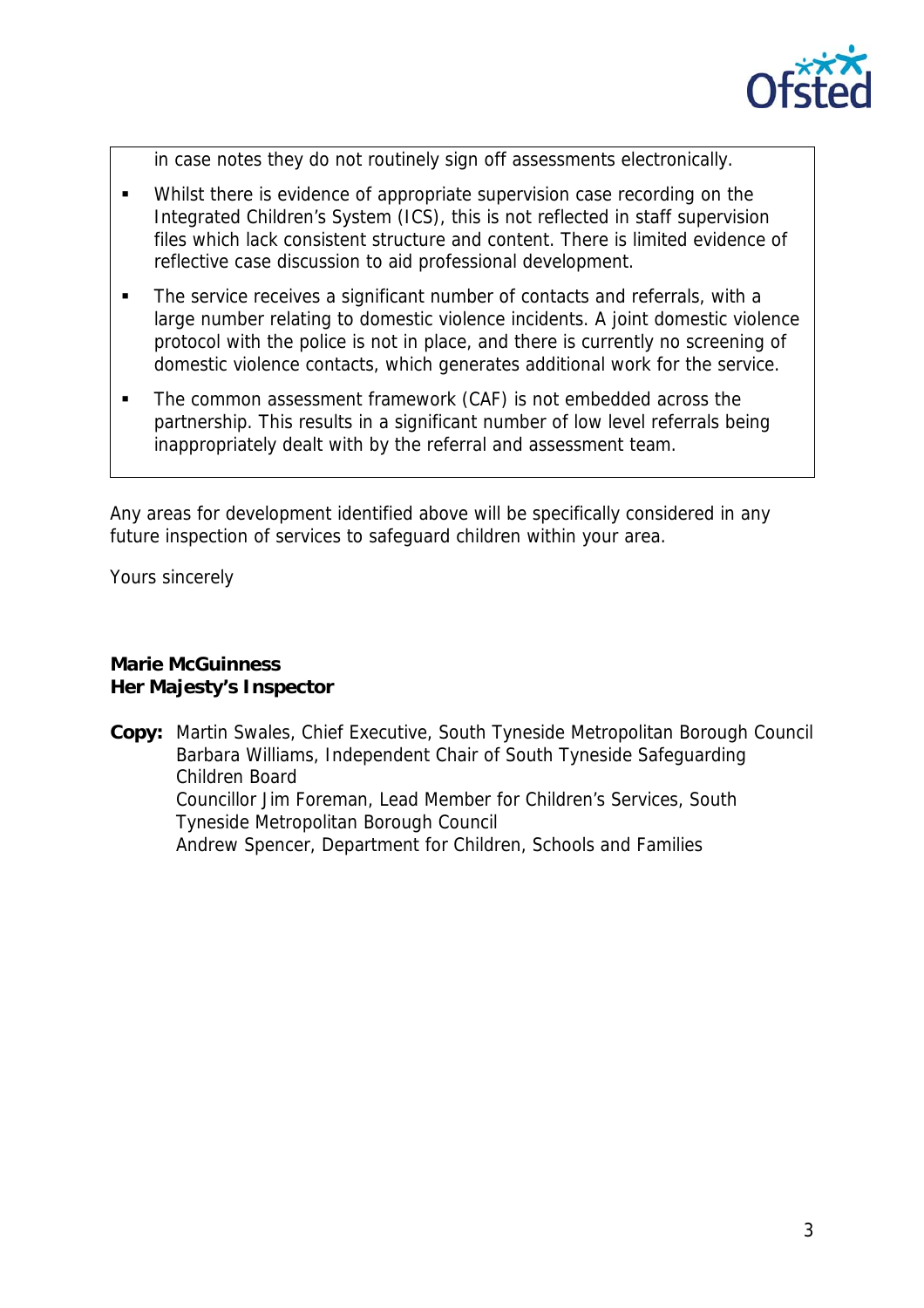in case notes they do not routinely sign off assessments electronically.

- Whilst there is evidence of appropriate supervision case recording on the Integrated Children's System (ICS), this is not reflected in staff supervision files which lack consistent structure and content. There is limited evidence of reflective case discussion to aid professional development.
- The service receives a significant number of contacts and referrals, with a large number relating to domestic violence incidents. A joint domestic violence protocol with the police is not in place, and there is currently no screening of domestic violence contacts, which generates additional work for the service.
- The common assessment framework (CAF) is not embedded across the partnership. This results in a significant number of low level referrals being inappropriately dealt with by the referral and assessment team.

Any areas for development identified above will be specifically considered in any future inspection of services to safeguard children within your area.

Yours sincerely

**Marie McGuinness**
**Her Majesty's Inspector**

**Copy:** Martin Swales, Chief Executive, South Tyneside Metropolitan Borough Council
Barbara Williams, Independent Chair of South Tyneside Safeguarding Children Board
Councillor Jim Foreman, Lead Member for Children's Services, South Tyneside Metropolitan Borough Council
Andrew Spencer, Department for Children, Schools and Families